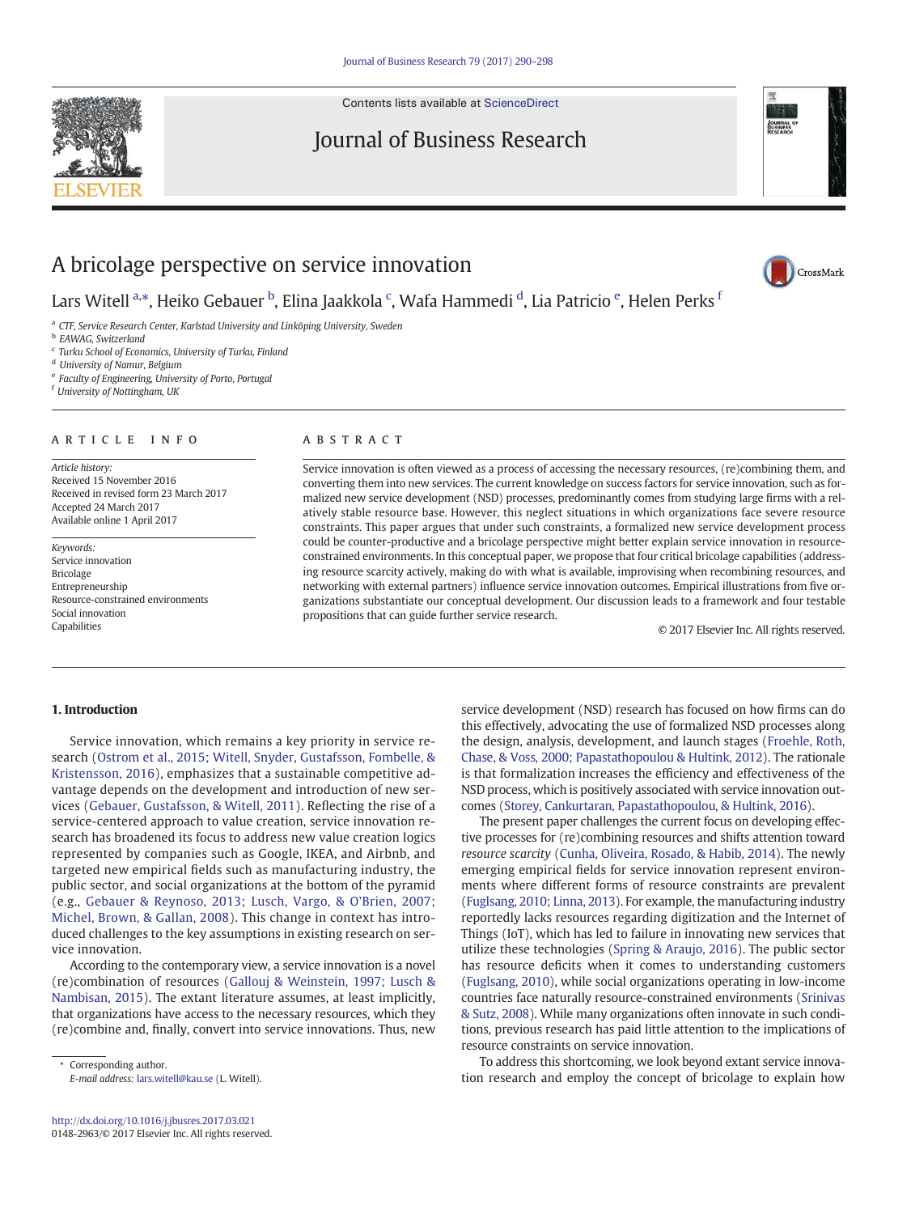# A bricolage perspective on service innovation

Lars Witell [a,*], Heiko Gebauer [b], Elina Jaakkola [c], Wafa Hammedi [d], Lia Patricio [e], Helen Perks [f]

[a] CTF, Service Research Center, Karlstad University and Linköping University, Sweden
[b] EAWAG, Switzerland
[c] Turku School of Economics, University of Turku, Finland
[d] University of Namur, Belgium
[e] Faculty of Engineering, University of Porto, Portugal
[f] University of Nottingham, UK

## ARTICLE INFO

*Article history:*
Received 15 November 2016
Received in revised form 23 March 2017
Accepted 24 March 2017
Available online 1 April 2017

*Keywords:*
Service innovation
Bricolage
Entrepreneurship
Resource-constrained environments
Social innovation
Capabilities

## ABSTRACT

Service innovation is often viewed as a process of accessing the necessary resources, (re)combining them, and converting them into new services. The current knowledge on success factors for service innovation, such as formalized new service development (NSD) processes, predominantly comes from studying large firms with a relatively stable resource base. However, this neglect situations in which organizations face severe resource constraints. This paper argues that under such constraints, a formalized new service development process could be counter-productive and a bricolage perspective might better explain service innovation in resource-constrained environments. In this conceptual paper, we propose that four critical bricolage capabilities (addressing resource scarcity actively, making do with what is available, improvising when recombining resources, and networking with external partners) influence service innovation outcomes. Empirical illustrations from five organizations substantiate our conceptual development. Our discussion leads to a framework and four testable propositions that can guide further service research.

© 2017 Elsevier Inc. All rights reserved.

## 1. Introduction

Service innovation, which remains a key priority in service research (Ostrom et al., 2015; Witell, Snyder, Gustafsson, Fombelle, & Kristensson, 2016), emphasizes that a sustainable competitive advantage depends on the development and introduction of new services (Gebauer, Gustafsson, & Witell, 2011). Reflecting the rise of a service-centered approach to value creation, service innovation research has broadened its focus to address new value creation logics represented by companies such as Google, IKEA, and Airbnb, and targeted new empirical fields such as manufacturing industry, the public sector, and social organizations at the bottom of the pyramid (e.g., Gebauer & Reynoso, 2013; Lusch, Vargo, & O'Brien, 2007; Michel, Brown, & Gallan, 2008). This change in context has introduced challenges to the key assumptions in existing research on service innovation.

According to the contemporary view, a service innovation is a novel (re)combination of resources (Gallouj & Weinstein, 1997; Lusch & Nambisan, 2015). The extant literature assumes, at least implicitly, that organizations have access to the necessary resources, which they (re)combine and, finally, convert into service innovations. Thus, new service development (NSD) research has focused on how firms can do this effectively, advocating the use of formalized NSD processes along the design, analysis, development, and launch stages (Froehle, Roth, Chase, & Voss, 2000; Papastathopoulou & Hultink, 2012). The rationale is that formalization increases the efficiency and effectiveness of the NSD process, which is positively associated with service innovation outcomes (Storey, Cankurtaran, Papastathopoulou, & Hultink, 2016).

The present paper challenges the current focus on developing effective processes for (re)combining resources and shifts attention toward *resource scarcity* (Cunha, Oliveira, Rosado, & Habib, 2014). The newly emerging empirical fields for service innovation represent environments where different forms of resource constraints are prevalent (Fuglsang, 2010; Linna, 2013). For example, the manufacturing industry reportedly lacks resources regarding digitization and the Internet of Things (IoT), which has led to failure in innovating new services that utilize these technologies (Spring & Araujo, 2016). The public sector has resource deficits when it comes to understanding customers (Fuglsang, 2010), while social organizations operating in low-income countries face naturally resource-constrained environments (Srinivas & Sutz, 2008). While many organizations often innovate in such conditions, previous research has paid little attention to the implications of resource constraints on service innovation.

To address this shortcoming, we look beyond extant service innovation research and employ the concept of bricolage to explain how

\* Corresponding author.
*E-mail address:* lars.witell@kau.se (L. Witell).

http://dx.doi.org/10.1016/j.jbusres.2017.03.021
0148-2963/© 2017 Elsevier Inc. All rights reserved.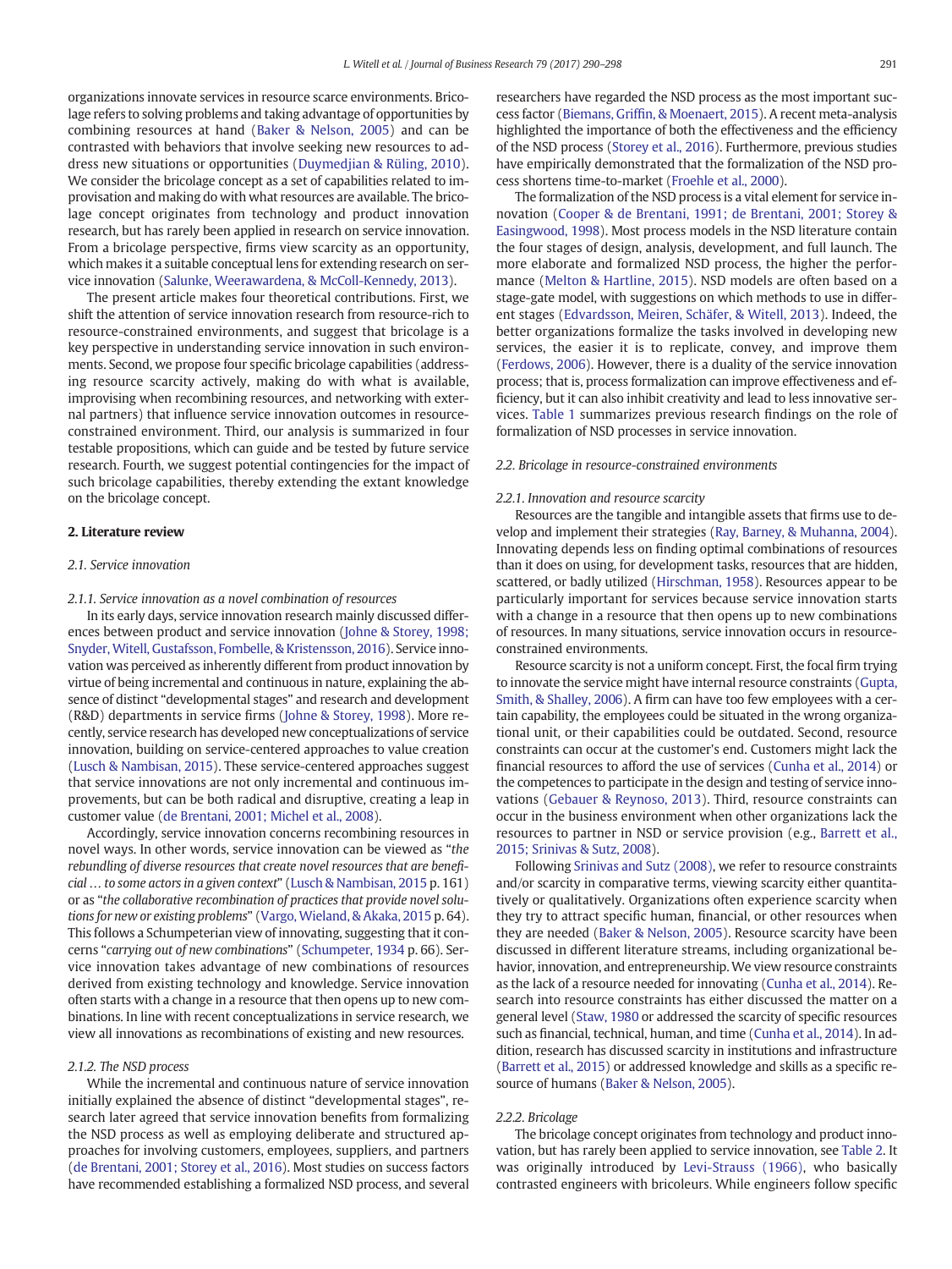organizations innovate services in resource scarce environments. Bricolage refers to solving problems and taking advantage of opportunities by combining resources at hand (Baker & Nelson, 2005) and can be contrasted with behaviors that involve seeking new resources to address new situations or opportunities (Duymedjian & Rüling, 2010). We consider the bricolage concept as a set of capabilities related to improvisation and making do with what resources are available. The bricolage concept originates from technology and product innovation research, but has rarely been applied in research on service innovation. From a bricolage perspective, firms view scarcity as an opportunity, which makes it a suitable conceptual lens for extending research on service innovation (Salunke, Weerawardena, & McColl-Kennedy, 2013).

The present article makes four theoretical contributions. First, we shift the attention of service innovation research from resource-rich to resource-constrained environments, and suggest that bricolage is a key perspective in understanding service innovation in such environments. Second, we propose four specific bricolage capabilities (addressing resource scarcity actively, making do with what is available, improvising when recombining resources, and networking with external partners) that influence service innovation outcomes in resource-constrained environment. Third, our analysis is summarized in four testable propositions, which can guide and be tested by future service research. Fourth, we suggest potential contingencies for the impact of such bricolage capabilities, thereby extending the extant knowledge on the bricolage concept.

## 2. Literature review

### 2.1. Service innovation

#### 2.1.1. Service innovation as a novel combination of resources

In its early days, service innovation research mainly discussed differences between product and service innovation (Johne & Storey, 1998; Snyder, Witell, Gustafsson, Fombelle, & Kristensson, 2016). Service innovation was perceived as inherently different from product innovation by virtue of being incremental and continuous in nature, explaining the absence of distinct "developmental stages" and research and development (R&D) departments in service firms (Johne & Storey, 1998). More recently, service research has developed new conceptualizations of service innovation, building on service-centered approaches to value creation (Lusch & Nambisan, 2015). These service-centered approaches suggest that service innovations are not only incremental and continuous improvements, but can be both radical and disruptive, creating a leap in customer value (de Brentani, 2001; Michel et al., 2008).

Accordingly, service innovation concerns recombining resources in novel ways. In other words, service innovation can be viewed as "*the rebundling of diverse resources that create novel resources that are beneficial … to some actors in a given context*" (Lusch & Nambisan, 2015 p. 161) or as "*the collaborative recombination of practices that provide novel solutions for new or existing problems*" (Vargo, Wieland, & Akaka, 2015 p. 64). This follows a Schumpeterian view of innovating, suggesting that it concerns "*carrying out of new combinations*" (Schumpeter, 1934 p. 66). Service innovation takes advantage of new combinations of resources derived from existing technology and knowledge. Service innovation often starts with a change in a resource that then opens up to new combinations. In line with recent conceptualizations in service research, we view all innovations as recombinations of existing and new resources.

#### 2.1.2. The NSD process

While the incremental and continuous nature of service innovation initially explained the absence of distinct "developmental stages", research later agreed that service innovation benefits from formalizing the NSD process as well as employing deliberate and structured approaches for involving customers, employees, suppliers, and partners (de Brentani, 2001; Storey et al., 2016). Most studies on success factors have recommended establishing a formalized NSD process, and several researchers have regarded the NSD process as the most important success factor (Biemans, Griffin, & Moenaert, 2015). A recent meta-analysis highlighted the importance of both the effectiveness and the efficiency of the NSD process (Storey et al., 2016). Furthermore, previous studies have empirically demonstrated that the formalization of the NSD process shortens time-to-market (Froehle et al., 2000).

The formalization of the NSD process is a vital element for service innovation (Cooper & de Brentani, 1991; de Brentani, 2001; Storey & Easingwood, 1998). Most process models in the NSD literature contain the four stages of design, analysis, development, and full launch. The more elaborate and formalized NSD process, the higher the performance (Melton & Hartline, 2015). NSD models are often based on a stage-gate model, with suggestions on which methods to use in different stages (Edvardsson, Meiren, Schäfer, & Witell, 2013). Indeed, the better organizations formalize the tasks involved in developing new services, the easier it is to replicate, convey, and improve them (Ferdows, 2006). However, there is a duality of the service innovation process; that is, process formalization can improve effectiveness and efficiency, but it can also inhibit creativity and lead to less innovative services. Table 1 summarizes previous research findings on the role of formalization of NSD processes in service innovation.

### 2.2. Bricolage in resource-constrained environments

#### 2.2.1. Innovation and resource scarcity

Resources are the tangible and intangible assets that firms use to develop and implement their strategies (Ray, Barney, & Muhanna, 2004). Innovating depends less on finding optimal combinations of resources than it does on using, for development tasks, resources that are hidden, scattered, or badly utilized (Hirschman, 1958). Resources appear to be particularly important for services because service innovation starts with a change in a resource that then opens up to new combinations of resources. In many situations, service innovation occurs in resource-constrained environments.

Resource scarcity is not a uniform concept. First, the focal firm trying to innovate the service might have internal resource constraints (Gupta, Smith, & Shalley, 2006). A firm can have too few employees with a certain capability, the employees could be situated in the wrong organizational unit, or their capabilities could be outdated. Second, resource constraints can occur at the customer's end. Customers might lack the financial resources to afford the use of services (Cunha et al., 2014) or the competences to participate in the design and testing of service innovations (Gebauer & Reynoso, 2013). Third, resource constraints can occur in the business environment when other organizations lack the resources to partner in NSD or service provision (e.g., Barrett et al., 2015; Srinivas & Sutz, 2008).

Following Srinivas and Sutz (2008), we refer to resource constraints and/or scarcity in comparative terms, viewing scarcity either quantitatively or qualitatively. Organizations often experience scarcity when they try to attract specific human, financial, or other resources when they are needed (Baker & Nelson, 2005). Resource scarcity have been discussed in different literature streams, including organizational behavior, innovation, and entrepreneurship. We view resource constraints as the lack of a resource needed for innovating (Cunha et al., 2014). Research into resource constraints has either discussed the matter on a general level (Staw, 1980 or addressed the scarcity of specific resources such as financial, technical, human, and time (Cunha et al., 2014). In addition, research has discussed scarcity in institutions and infrastructure (Barrett et al., 2015) or addressed knowledge and skills as a specific resource of humans (Baker & Nelson, 2005).

#### 2.2.2. Bricolage

The bricolage concept originates from technology and product innovation, but has rarely been applied to service innovation, see Table 2. It was originally introduced by Levi-Strauss (1966), who basically contrasted engineers with bricoleurs. While engineers follow specific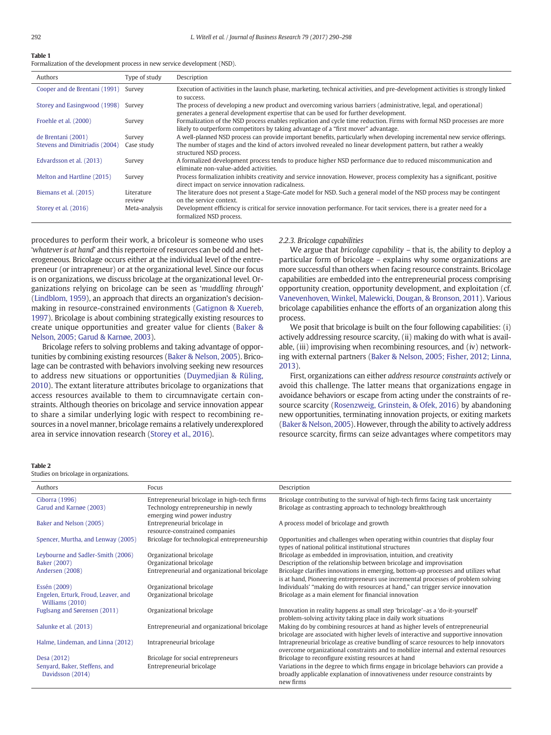**Table 1**
Formalization of the development process in new service development (NSD).

| Authors | Type of study | Description |
|---|---|---|
| Cooper and de Brentani (1991) | Survey | Execution of activities in the launch phase, marketing, technical activities, and pre-development activities is strongly linked to success. |
| Storey and Easingwood (1998) | Survey | The process of developing a new product and overcoming various barriers (administrative, legal, and operational) generates a general development expertise that can be used for further development. |
| Froehle et al. (2000) | Survey | Formalization of the NSD process enables replication and cycle time reduction. Firms with formal NSD processes are more likely to outperform competitors by taking advantage of a "first mover" advantage. |
| de Brentani (2001) | Survey | A well-planned NSD process can provide important benefits, particularly when developing incremental new service offerings. |
| Stevens and Dimitriadis (2004) | Case study | The number of stages and the kind of actors involved revealed no linear development pattern, but rather a weakly structured NSD process. |
| Edvardsson et al. (2013) | Survey | A formalized development process tends to produce higher NSD performance due to reduced miscommunication and eliminate non-value-added activities. |
| Melton and Hartline (2015) | Survey | Process formalization inhibits creativity and service innovation. However, process complexity has a significant, positive direct impact on service innovation radicalness. |
| Biemans et al. (2015) | Literature review | The literature does not present a Stage-Gate model for NSD. Such a general model of the NSD process may be contingent on the service context. |
| Storey et al. (2016) | Meta-analysis | Development efficiency is critical for service innovation performance. For tacit services, there is a greater need for a formalized NSD process. |

procedures to perform their work, a bricoleur is someone who uses '*whatever is at hand*' and this repertoire of resources can be odd and heterogeneous. Bricolage occurs either at the individual level of the entrepreneur (or intrapreneur) or at the organizational level. Since our focus is on organizations, we discuss bricolage at the organizational level. Organizations relying on bricolage can be seen as '*muddling through*' (Lindblom, 1959), an approach that directs an organization's decision-making in resource-constrained environments (Gatignon & Xuereb, 1997). Bricolage is about combining strategically existing resources to create unique opportunities and greater value for clients (Baker & Nelson, 2005; Garud & Karnøe, 2003).

Bricolage refers to solving problems and taking advantage of opportunities by combining existing resources (Baker & Nelson, 2005). Bricolage can be contrasted with behaviors involving seeking new resources to address new situations or opportunities (Duymedjian & Rüling, 2010). The extant literature attributes bricolage to organizations that access resources available to them to circumnavigate certain constraints. Although theories on bricolage and service innovation appear to share a similar underlying logic with respect to recombining resources in a novel manner, bricolage remains a relatively underexplored area in service innovation research (Storey et al., 2016).

### 2.2.3. Bricolage capabilities

We argue that *bricolage capability* – that is, the ability to deploy a particular form of bricolage – explains why some organizations are more successful than others when facing resource constraints. Bricolage capabilities are embedded into the entrepreneurial process comprising opportunity creation, opportunity development, and exploitation (cf. Vanevenhoven, Winkel, Malewicki, Dougan, & Bronson, 2011). Various bricolage capabilities enhance the efforts of an organization along this process.

We posit that bricolage is built on the four following capabilities: (i) actively addressing resource scarcity, (ii) making do with what is available, (iii) improvising when recombining resources, and (iv) networking with external partners (Baker & Nelson, 2005; Fisher, 2012; Linna, 2013).

First, organizations can either *address resource constraints actively* or avoid this challenge. The latter means that organizations engage in avoidance behaviors or escape from acting under the constraints of resource scarcity (Rosenzweig, Grinstein, & Ofek, 2016) by abandoning new opportunities, terminating innovation projects, or exiting markets (Baker & Nelson, 2005). However, through the ability to actively address resource scarcity, firms can seize advantages where competitors may

**Table 2**
Studies on bricolage in organizations.

| Authors | Focus | Description |
|---|---|---|
| Ciborra (1996) | Entrepreneurial bricolage in high-tech firms | Bricolage contributing to the survival of high-tech firms facing task uncertainty |
| Garud and Karnøe (2003) | Technology entrepreneurship in newly emerging wind power industry | Bricolage as contrasting approach to technology breakthrough |
| Baker and Nelson (2005) | Entrepreneurial bricolage in resource-constrained companies | A process model of bricolage and growth |
| Spencer, Murtha, and Lenway (2005) | Bricolage for technological entrepreneurship | Opportunities and challenges when operating within countries that display four types of national political institutional structures |
| Leybourne and Sadler-Smith (2006) | Organizational bricolage | Bricolage as embedded in improvisation, intuition, and creativity |
| Baker (2007) | Organizational bricolage | Description of the relationship between bricolage and improvisation |
| Andersen (2008) | Entrepreneurial and organizational bricolage | Bricolage clarifies innovations in emerging, bottom-up processes and utilizes what is at hand, Pioneering entrepreneurs use incremental processes of problem solving |
| Essén (2009) | Organizational bricolage | Individuals' "making do with resources at hand," can trigger service innovation |
| Engelen, Erturk, Froud, Leaver, and Williams (2010) | Organizational bricolage | Bricolage as a main element for financial innovation |
| Fuglsang and Sørensen (2011) | Organizational bricolage | Innovation in reality happens as small step 'bricolage'–as a 'do-it-yourself' problem-solving activity taking place in daily work situations |
| Salunke et al. (2013) | Entrepreneurial and organizational bricolage | Making do by combining resources at hand as higher levels of entrepreneurial bricolage are associated with higher levels of interactive and supportive innovation |
| Halme, Lindeman, and Linna (2012) | Intrapreneurial bricolage | Intrapreneurial bricolage as creative bundling of scarce resources to help innovators overcome organizational constraints and to mobilize internal and external resources |
| Desa (2012) | Bricolage for social entrepreneurs | Bricolage to reconfigure existing resources at hand |
| Senyard, Baker, Steffens, and Davidsson (2014) | Entrepreneurial bricolage | Variations in the degree to which firms engage in bricolage behaviors can provide a broadly applicable explanation of innovativeness under resource constraints by new firms |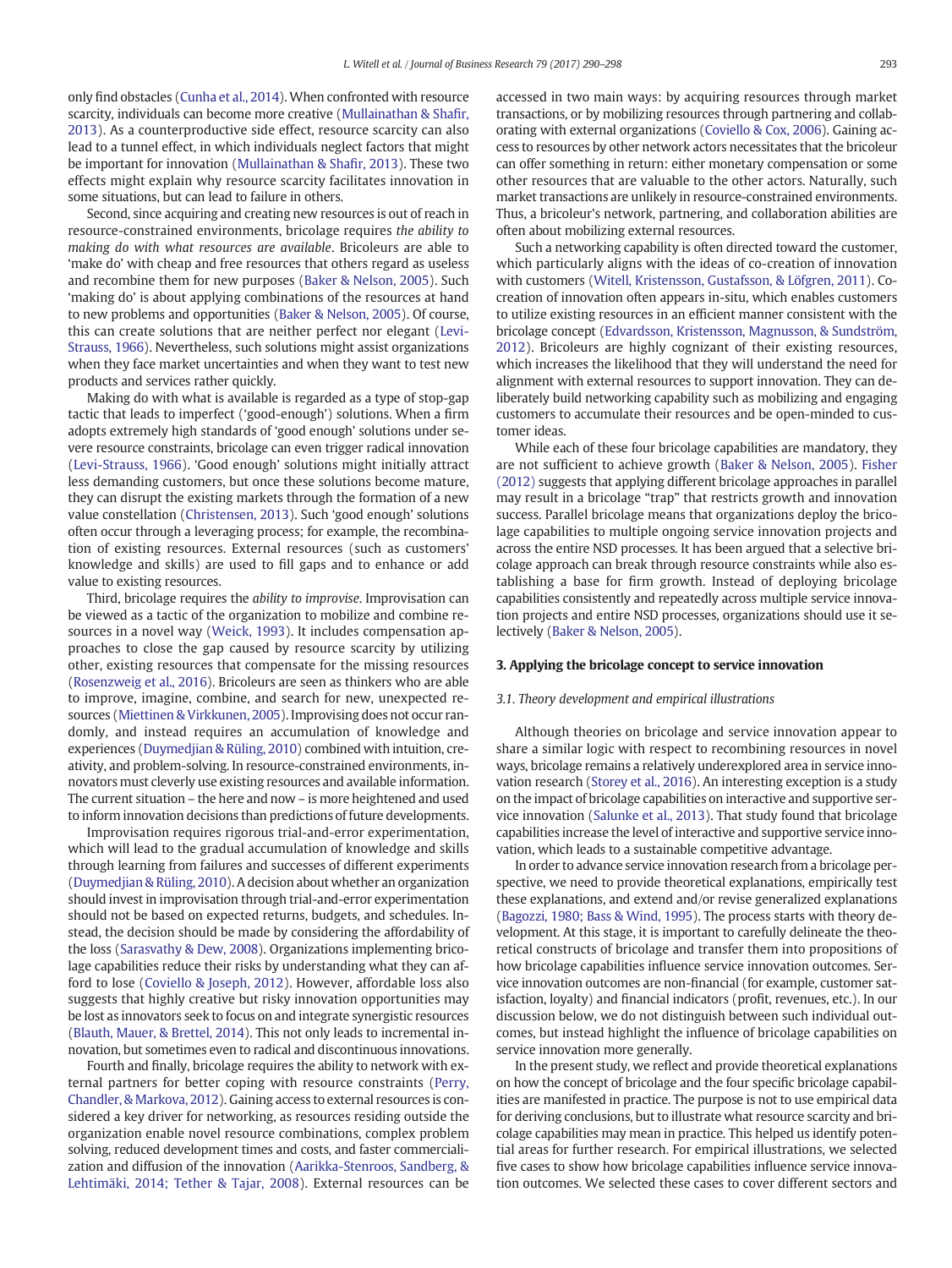only find obstacles (Cunha et al., 2014). When confronted with resource scarcity, individuals can become more creative (Mullainathan & Shafir, 2013). As a counterproductive side effect, resource scarcity can also lead to a tunnel effect, in which individuals neglect factors that might be important for innovation (Mullainathan & Shafir, 2013). These two effects might explain why resource scarcity facilitates innovation in some situations, but can lead to failure in others.

Second, since acquiring and creating new resources is out of reach in resource-constrained environments, bricolage requires *the ability to making do with what resources are available*. Bricoleurs are able to 'make do' with cheap and free resources that others regard as useless and recombine them for new purposes (Baker & Nelson, 2005). Such 'making do' is about applying combinations of the resources at hand to new problems and opportunities (Baker & Nelson, 2005). Of course, this can create solutions that are neither perfect nor elegant (Levi-Strauss, 1966). Nevertheless, such solutions might assist organizations when they face market uncertainties and when they want to test new products and services rather quickly.

Making do with what is available is regarded as a type of stop-gap tactic that leads to imperfect ('good-enough') solutions. When a firm adopts extremely high standards of 'good enough' solutions under severe resource constraints, bricolage can even trigger radical innovation (Levi-Strauss, 1966). 'Good enough' solutions might initially attract less demanding customers, but once these solutions become mature, they can disrupt the existing markets through the formation of a new value constellation (Christensen, 2013). Such 'good enough' solutions often occur through a leveraging process; for example, the recombination of existing resources. External resources (such as customers' knowledge and skills) are used to fill gaps and to enhance or add value to existing resources.

Third, bricolage requires the *ability to improvise*. Improvisation can be viewed as a tactic of the organization to mobilize and combine resources in a novel way (Weick, 1993). It includes compensation approaches to close the gap caused by resource scarcity by utilizing other, existing resources that compensate for the missing resources (Rosenzweig et al., 2016). Bricoleurs are seen as thinkers who are able to improve, imagine, combine, and search for new, unexpected resources (Miettinen & Virkkunen, 2005). Improvising does not occur randomly, and instead requires an accumulation of knowledge and experiences (Duymedjian & Rüling, 2010) combined with intuition, creativity, and problem-solving. In resource-constrained environments, innovators must cleverly use existing resources and available information. The current situation – the here and now – is more heightened and used to inform innovation decisions than predictions of future developments.

Improvisation requires rigorous trial-and-error experimentation, which will lead to the gradual accumulation of knowledge and skills through learning from failures and successes of different experiments (Duymedjian & Rüling, 2010). A decision about whether an organization should invest in improvisation through trial-and-error experimentation should not be based on expected returns, budgets, and schedules. Instead, the decision should be made by considering the affordability of the loss (Sarasvathy & Dew, 2008). Organizations implementing bricolage capabilities reduce their risks by understanding what they can afford to lose (Coviello & Joseph, 2012). However, affordable loss also suggests that highly creative but risky innovation opportunities may be lost as innovators seek to focus on and integrate synergistic resources (Blauth, Mauer, & Brettel, 2014). This not only leads to incremental innovation, but sometimes even to radical and discontinuous innovations.

Fourth and finally, bricolage requires the ability to network with external partners for better coping with resource constraints (Perry, Chandler, & Markova, 2012). Gaining access to external resources is considered a key driver for networking, as resources residing outside the organization enable novel resource combinations, complex problem solving, reduced development times and costs, and faster commercialization and diffusion of the innovation (Aarikka-Stenroos, Sandberg, & Lehtimäki, 2014; Tether & Tajar, 2008). External resources can be accessed in two main ways: by acquiring resources through market transactions, or by mobilizing resources through partnering and collaborating with external organizations (Coviello & Cox, 2006). Gaining access to resources by other network actors necessitates that the bricoleur can offer something in return: either monetary compensation or some other resources that are valuable to the other actors. Naturally, such market transactions are unlikely in resource-constrained environments. Thus, a bricoleur's network, partnering, and collaboration abilities are often about mobilizing external resources.

Such a networking capability is often directed toward the customer, which particularly aligns with the ideas of co-creation of innovation with customers (Witell, Kristensson, Gustafsson, & Löfgren, 2011). Co-creation of innovation often appears in-situ, which enables customers to utilize existing resources in an efficient manner consistent with the bricolage concept (Edvardsson, Kristensson, Magnusson, & Sundström, 2012). Bricoleurs are highly cognizant of their existing resources, which increases the likelihood that they will understand the need for alignment with external resources to support innovation. They can deliberately build networking capability such as mobilizing and engaging customers to accumulate their resources and be open-minded to customer ideas.

While each of these four bricolage capabilities are mandatory, they are not sufficient to achieve growth (Baker & Nelson, 2005). Fisher (2012) suggests that applying different bricolage approaches in parallel may result in a bricolage "trap" that restricts growth and innovation success. Parallel bricolage means that organizations deploy the bricolage capabilities to multiple ongoing service innovation projects and across the entire NSD processes. It has been argued that a selective bricolage approach can break through resource constraints while also establishing a base for firm growth. Instead of deploying bricolage capabilities consistently and repeatedly across multiple service innovation projects and entire NSD processes, organizations should use it selectively (Baker & Nelson, 2005).

## 3. Applying the bricolage concept to service innovation

### 3.1. Theory development and empirical illustrations

Although theories on bricolage and service innovation appear to share a similar logic with respect to recombining resources in novel ways, bricolage remains a relatively underexplored area in service innovation research (Storey et al., 2016). An interesting exception is a study on the impact of bricolage capabilities on interactive and supportive service innovation (Salunke et al., 2013). That study found that bricolage capabilities increase the level of interactive and supportive service innovation, which leads to a sustainable competitive advantage.

In order to advance service innovation research from a bricolage perspective, we need to provide theoretical explanations, empirically test these explanations, and extend and/or revise generalized explanations (Bagozzi, 1980; Bass & Wind, 1995). The process starts with theory development. At this stage, it is important to carefully delineate the theoretical constructs of bricolage and transfer them into propositions of how bricolage capabilities influence service innovation outcomes. Service innovation outcomes are non-financial (for example, customer satisfaction, loyalty) and financial indicators (profit, revenues, etc.). In our discussion below, we do not distinguish between such individual outcomes, but instead highlight the influence of bricolage capabilities on service innovation more generally.

In the present study, we reflect and provide theoretical explanations on how the concept of bricolage and the four specific bricolage capabilities are manifested in practice. The purpose is not to use empirical data for deriving conclusions, but to illustrate what resource scarcity and bricolage capabilities may mean in practice. This helped us identify potential areas for further research. For empirical illustrations, we selected five cases to show how bricolage capabilities influence service innovation outcomes. We selected these cases to cover different sectors and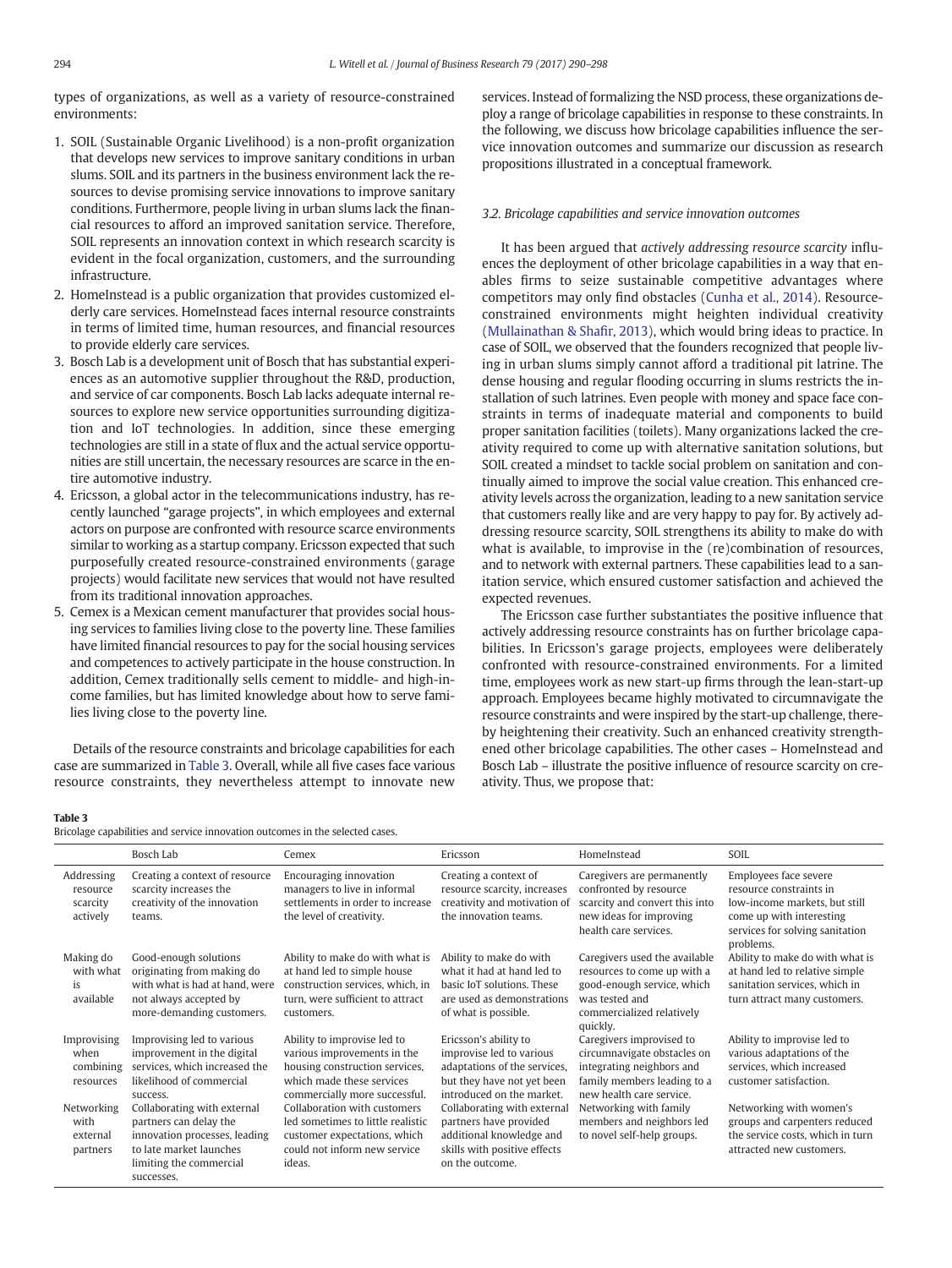types of organizations, as well as a variety of resource-constrained environments:

1. SOIL (Sustainable Organic Livelihood) is a non-profit organization that develops new services to improve sanitary conditions in urban slums. SOIL and its partners in the business environment lack the resources to devise promising service innovations to improve sanitary conditions. Furthermore, people living in urban slums lack the financial resources to afford an improved sanitation service. Therefore, SOIL represents an innovation context in which research scarcity is evident in the focal organization, customers, and the surrounding infrastructure.
2. HomeInstead is a public organization that provides customized elderly care services. HomeInstead faces internal resource constraints in terms of limited time, human resources, and financial resources to provide elderly care services.
3. Bosch Lab is a development unit of Bosch that has substantial experiences as an automotive supplier throughout the R&D, production, and service of car components. Bosch Lab lacks adequate internal resources to explore new service opportunities surrounding digitization and IoT technologies. In addition, since these emerging technologies are still in a state of flux and the actual service opportunities are still uncertain, the necessary resources are scarce in the entire automotive industry.
4. Ericsson, a global actor in the telecommunications industry, has recently launched "garage projects", in which employees and external actors on purpose are confronted with resource scarce environments similar to working as a startup company. Ericsson expected that such purposefully created resource-constrained environments (garage projects) would facilitate new services that would not have resulted from its traditional innovation approaches.
5. Cemex is a Mexican cement manufacturer that provides social housing services to families living close to the poverty line. These families have limited financial resources to pay for the social housing services and competences to actively participate in the house construction. In addition, Cemex traditionally sells cement to middle- and high-income families, but has limited knowledge about how to serve families living close to the poverty line.

Details of the resource constraints and bricolage capabilities for each case are summarized in Table 3. Overall, while all five cases face various resource constraints, they nevertheless attempt to innovate new services. Instead of formalizing the NSD process, these organizations deploy a range of bricolage capabilities in response to these constraints. In the following, we discuss how bricolage capabilities influence the service innovation outcomes and summarize our discussion as research propositions illustrated in a conceptual framework.

### 3.2. Bricolage capabilities and service innovation outcomes

It has been argued that *actively addressing resource scarcity* influences the deployment of other bricolage capabilities in a way that enables firms to seize sustainable competitive advantages where competitors may only find obstacles (Cunha et al., 2014). Resource-constrained environments might heighten individual creativity (Mullainathan & Shafir, 2013), which would bring ideas to practice. In case of SOIL, we observed that the founders recognized that people living in urban slums simply cannot afford a traditional pit latrine. The dense housing and regular flooding occurring in slums restricts the installation of such latrines. Even people with money and space face constraints in terms of inadequate material and components to build proper sanitation facilities (toilets). Many organizations lacked the creativity required to come up with alternative sanitation solutions, but SOIL created a mindset to tackle social problem on sanitation and continually aimed to improve the social value creation. This enhanced creativity levels across the organization, leading to a new sanitation service that customers really like and are very happy to pay for. By actively addressing resource scarcity, SOIL strengthens its ability to make do with what is available, to improvise in the (re)combination of resources, and to network with external partners. These capabilities lead to a sanitation service, which ensured customer satisfaction and achieved the expected revenues.

The Ericsson case further substantiates the positive influence that actively addressing resource constraints has on further bricolage capabilities. In Ericsson's garage projects, employees were deliberately confronted with resource-constrained environments. For a limited time, employees work as new start-up firms through the lean-start-up approach. Employees became highly motivated to circumnavigate the resource constraints and were inspired by the start-up challenge, thereby heightening their creativity. Such an enhanced creativity strengthened other bricolage capabilities. The other cases – HomeInstead and Bosch Lab – illustrate the positive influence of resource scarcity on creativity. Thus, we propose that:

**Table 3**
Bricolage capabilities and service innovation outcomes in the selected cases.

| | Bosch Lab | Cemex | Ericsson | HomeInstead | SOIL |
|---|---|---|---|---|---|
| Addressing resource scarcity actively | Creating a context of resource scarcity increases the creativity of the innovation teams. | Encouraging innovation managers to live in informal settlements in order to increase the level of creativity. | Creating a context of resource scarcity, increases the creativity and motivation of the innovation teams. | Caregivers are permanently confronted by resource scarcity and convert this into new ideas for improving health care services. | Employees face severe resource constraints in low-income markets, but still come up with interesting services for solving sanitation problems. |
| Making do with what is available | Good-enough solutions originating from making do with what is had at hand, were not always accepted by more-demanding customers. | Ability to make do with what is at hand led to simple house construction services, which, in turn, were sufficient to attract customers. | Ability to make do with what it had at hand led to basic IoT solutions. These are used as demonstrations of what is possible. | Caregivers used the available resources to come up with a good-enough service, which was tested and commercialized relatively quickly. | Ability to make do with what is at hand led to relative simple sanitation services, which in turn attract many customers. |
| Improvising when combining resources | Improvising led to various improvement in the digital services, which increased the likelihood of commercial success. | Ability to improvise led to various improvements in the housing construction services, which made these services commercially more successful. | Ericsson's ability to improvise led to various adaptations of the services, but they have not yet been introduced on the market. | Caregivers improvised to circumnavigate obstacles on integrating neighbors and family members leading to a new health care service. | Ability to improvise led to various adaptations of the services, which increased customer satisfaction. |
| Networking with external partners | Collaborating with external partners can delay the innovation processes, leading to late market launches limiting the commercial successes. | Collaboration with customers led sometimes to little realistic customer expectations, which could not inform new service ideas. | Collaborating with external partners have provided additional knowledge and skills with positive effects on the outcome. | Networking with family members and neighbors led to novel self-help groups. | Networking with women's groups and carpenters reduced the service costs, which in turn attracted new customers. |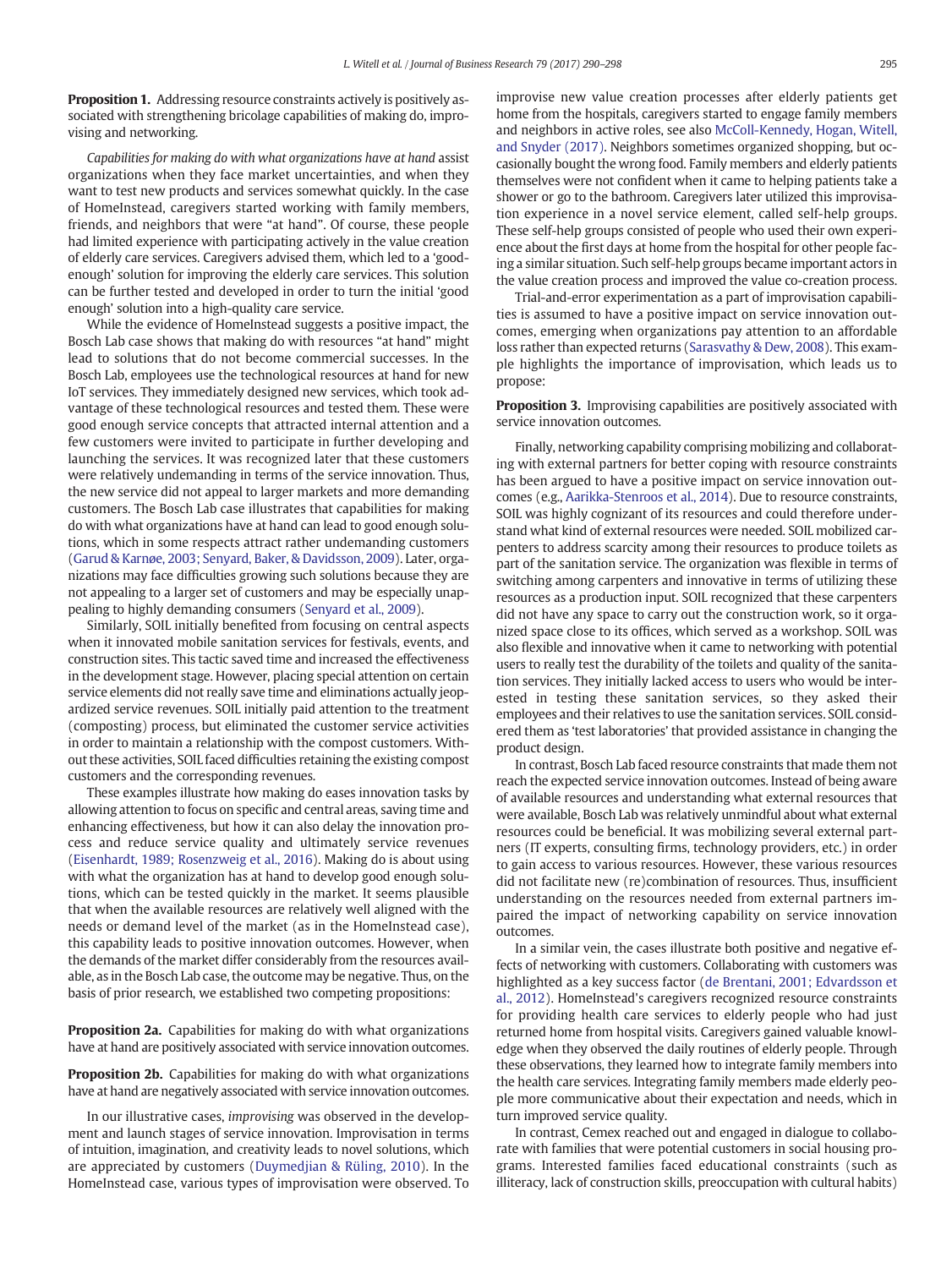**Proposition 1.** Addressing resource constraints actively is positively associated with strengthening bricolage capabilities of making do, improvising and networking.

*Capabilities for making do with what organizations have at hand* assist organizations when they face market uncertainties, and when they want to test new products and services somewhat quickly. In the case of HomeInstead, caregivers started working with family members, friends, and neighbors that were "at hand". Of course, these people had limited experience with participating actively in the value creation of elderly care services. Caregivers advised them, which led to a 'good-enough' solution for improving the elderly care services. This solution can be further tested and developed in order to turn the initial 'good enough' solution into a high-quality care service.

While the evidence of HomeInstead suggests a positive impact, the Bosch Lab case shows that making do with resources "at hand" might lead to solutions that do not become commercial successes. In the Bosch Lab, employees use the technological resources at hand for new IoT services. They immediately designed new services, which took advantage of these technological resources and tested them. These were good enough service concepts that attracted internal attention and a few customers were invited to participate in further developing and launching the services. It was recognized later that these customers were relatively undemanding in terms of the service innovation. Thus, the new service did not appeal to larger markets and more demanding customers. The Bosch Lab case illustrates that capabilities for making do with what organizations have at hand can lead to good enough solutions, which in some respects attract rather undemanding customers (Garud & Karnøe, 2003; Senyard, Baker, & Davidsson, 2009). Later, organizations may face difficulties growing such solutions because they are not appealing to a larger set of customers and may be especially unappealing to highly demanding consumers (Senyard et al., 2009).

Similarly, SOIL initially benefited from focusing on central aspects when it innovated mobile sanitation services for festivals, events, and construction sites. This tactic saved time and increased the effectiveness in the development stage. However, placing special attention on certain service elements did not really save time and eliminations actually jeopardized service revenues. SOIL initially paid attention to the treatment (composting) process, but eliminated the customer service activities in order to maintain a relationship with the compost customers. Without these activities, SOIL faced difficulties retaining the existing compost customers and the corresponding revenues.

These examples illustrate how making do eases innovation tasks by allowing attention to focus on specific and central areas, saving time and enhancing effectiveness, but how it can also delay the innovation process and reduce service quality and ultimately service revenues (Eisenhardt, 1989; Rosenzweig et al., 2016). Making do is about using with what the organization has at hand to develop good enough solutions, which can be tested quickly in the market. It seems plausible that when the available resources are relatively well aligned with the needs or demand level of the market (as in the HomeInstead case), this capability leads to positive innovation outcomes. However, when the demands of the market differ considerably from the resources available, as in the Bosch Lab case, the outcome may be negative. Thus, on the basis of prior research, we established two competing propositions:

**Proposition 2a.** Capabilities for making do with what organizations have at hand are positively associated with service innovation outcomes.

**Proposition 2b.** Capabilities for making do with what organizations have at hand are negatively associated with service innovation outcomes.

In our illustrative cases, *improvising* was observed in the development and launch stages of service innovation. Improvisation in terms of intuition, imagination, and creativity leads to novel solutions, which are appreciated by customers (Duymedjian & Rüling, 2010). In the HomeInstead case, various types of improvisation were observed. To improvise new value creation processes after elderly patients get home from the hospitals, caregivers started to engage family members and neighbors in active roles, see also McColl-Kennedy, Hogan, Witell, and Snyder (2017). Neighbors sometimes organized shopping, but occasionally bought the wrong food. Family members and elderly patients themselves were not confident when it came to helping patients take a shower or go to the bathroom. Caregivers later utilized this improvisation experience in a novel service element, called self-help groups. These self-help groups consisted of people who used their own experience about the first days at home from the hospital for other people facing a similar situation. Such self-help groups became important actors in the value creation process and improved the value co-creation process.

Trial-and-error experimentation as a part of improvisation capabilities is assumed to have a positive impact on service innovation outcomes, emerging when organizations pay attention to an affordable loss rather than expected returns (Sarasvathy & Dew, 2008). This example highlights the importance of improvisation, which leads us to propose:

**Proposition 3.** Improvising capabilities are positively associated with service innovation outcomes.

Finally, networking capability comprising mobilizing and collaborating with external partners for better coping with resource constraints has been argued to have a positive impact on service innovation outcomes (e.g., Aarikka-Stenroos et al., 2014). Due to resource constraints, SOIL was highly cognizant of its resources and could therefore understand what kind of external resources were needed. SOIL mobilized carpenters to address scarcity among their resources to produce toilets as part of the sanitation service. The organization was flexible in terms of switching among carpenters and innovative in terms of utilizing these resources as a production input. SOIL recognized that these carpenters did not have any space to carry out the construction work, so it organized space close to its offices, which served as a workshop. SOIL was also flexible and innovative when it came to networking with potential users to really test the durability of the toilets and quality of the sanitation services. They initially lacked access to users who would be interested in testing these sanitation services, so they asked their employees and their relatives to use the sanitation services. SOIL considered them as 'test laboratories' that provided assistance in changing the product design.

In contrast, Bosch Lab faced resource constraints that made them not reach the expected service innovation outcomes. Instead of being aware of available resources and understanding what external resources that were available, Bosch Lab was relatively unmindful about what external resources could be beneficial. It was mobilizing several external partners (IT experts, consulting firms, technology providers, etc.) in order to gain access to various resources. However, these various resources did not facilitate new (re)combination of resources. Thus, insufficient understanding on the resources needed from external partners impaired the impact of networking capability on service innovation outcomes.

In a similar vein, the cases illustrate both positive and negative effects of networking with customers. Collaborating with customers was highlighted as a key success factor (de Brentani, 2001; Edvardsson et al., 2012). HomeInstead's caregivers recognized resource constraints for providing health care services to elderly people who had just returned home from hospital visits. Caregivers gained valuable knowledge when they observed the daily routines of elderly people. Through these observations, they learned how to integrate family members into the health care services. Integrating family members made elderly people more communicative about their expectation and needs, which in turn improved service quality.

In contrast, Cemex reached out and engaged in dialogue to collaborate with families that were potential customers in social housing programs. Interested families faced educational constraints (such as illiteracy, lack of construction skills, preoccupation with cultural habits)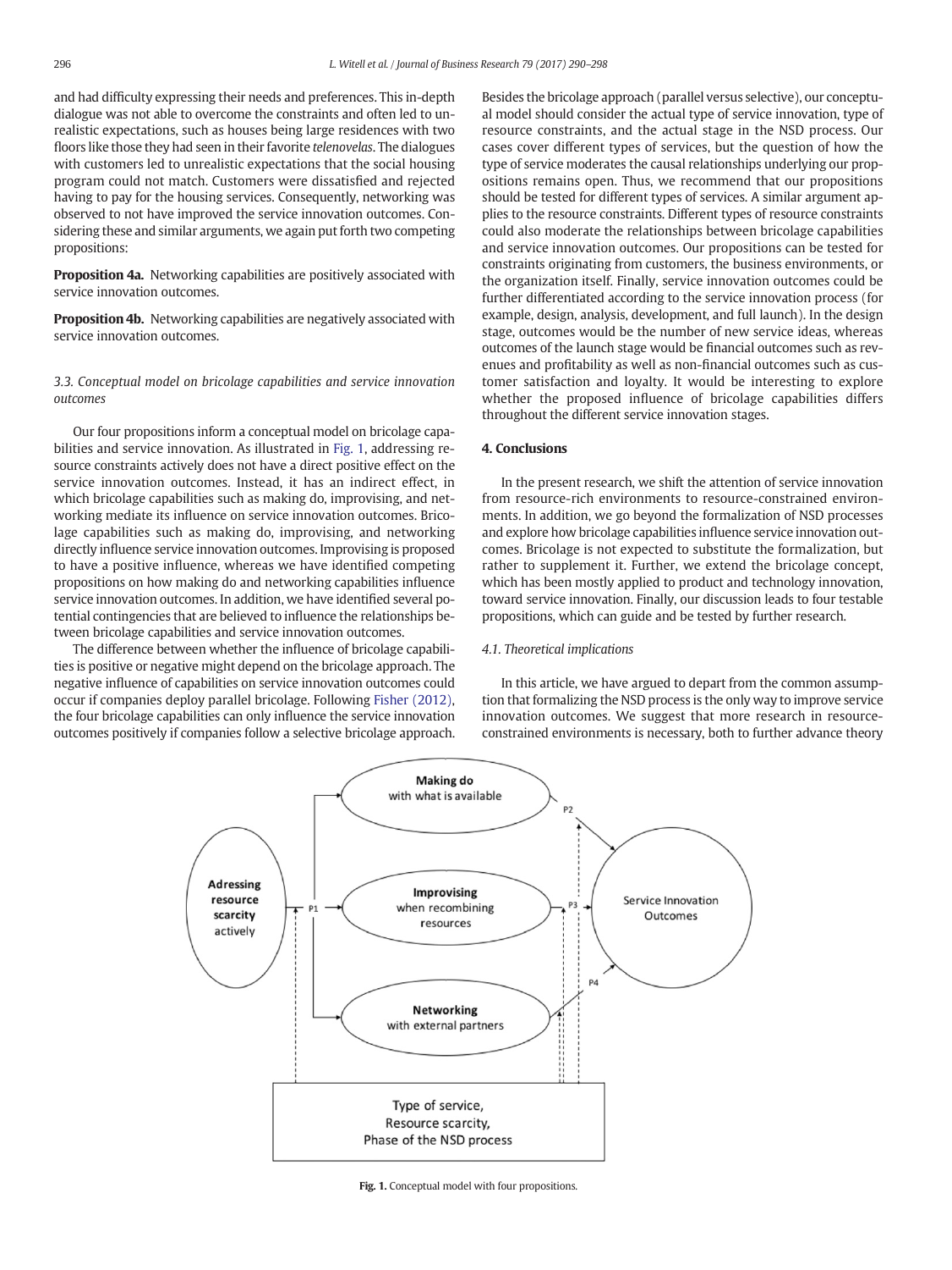and had difficulty expressing their needs and preferences. This in-depth dialogue was not able to overcome the constraints and often led to unrealistic expectations, such as houses being large residences with two floors like those they had seen in their favorite *telenovelas*. The dialogues with customers led to unrealistic expectations that the social housing program could not match. Customers were dissatisfied and rejected having to pay for the housing services. Consequently, networking was observed to not have improved the service innovation outcomes. Considering these and similar arguments, we again put forth two competing propositions:

**Proposition 4a.** Networking capabilities are positively associated with service innovation outcomes.

**Proposition 4b.** Networking capabilities are negatively associated with service innovation outcomes.

### 3.3. Conceptual model on bricolage capabilities and service innovation outcomes

Our four propositions inform a conceptual model on bricolage capabilities and service innovation. As illustrated in Fig. 1, addressing resource constraints actively does not have a direct positive effect on the service innovation outcomes. Instead, it has an indirect effect, in which bricolage capabilities such as making do, improvising, and networking mediate its influence on service innovation outcomes. Bricolage capabilities such as making do, improvising, and networking directly influence service innovation outcomes. Improvising is proposed to have a positive influence, whereas we have identified competing propositions on how making do and networking capabilities influence service innovation outcomes. In addition, we have identified several potential contingencies that are believed to influence the relationships between bricolage capabilities and service innovation outcomes.

The difference between whether the influence of bricolage capabilities is positive or negative might depend on the bricolage approach. The negative influence of capabilities on service innovation outcomes could occur if companies deploy parallel bricolage. Following Fisher (2012), the four bricolage capabilities can only influence the service innovation outcomes positively if companies follow a selective bricolage approach. Besides the bricolage approach (parallel versus selective), our conceptual model should consider the actual type of service innovation, type of resource constraints, and the actual stage in the NSD process. Our cases cover different types of services, but the question of how the type of service moderates the causal relationships underlying our propositions remains open. Thus, we recommend that our propositions should be tested for different types of services. A similar argument applies to the resource constraints. Different types of resource constraints could also moderate the relationships between bricolage capabilities and service innovation outcomes. Our propositions can be tested for constraints originating from customers, the business environments, or the organization itself. Finally, service innovation outcomes could be further differentiated according to the service innovation process (for example, design, analysis, development, and full launch). In the design stage, outcomes would be the number of new service ideas, whereas outcomes of the launch stage would be financial outcomes such as revenues and profitability as well as non-financial outcomes such as customer satisfaction and loyalty. It would be interesting to explore whether the proposed influence of bricolage capabilities differs throughout the different service innovation stages.

## 4. Conclusions

In the present research, we shift the attention of service innovation from resource-rich environments to resource-constrained environments. In addition, we go beyond the formalization of NSD processes and explore how bricolage capabilities influence service innovation outcomes. Bricolage is not expected to substitute the formalization, but rather to supplement it. Further, we extend the bricolage concept, which has been mostly applied to product and technology innovation, toward service innovation. Finally, our discussion leads to four testable propositions, which can guide and be tested by further research.

### 4.1. Theoretical implications

In this article, we have argued to depart from the common assumption that formalizing the NSD process is the only way to improve service innovation outcomes. We suggest that more research in resource-constrained environments is necessary, both to further advance theory

**Fig. 1.** Conceptual model with four propositions.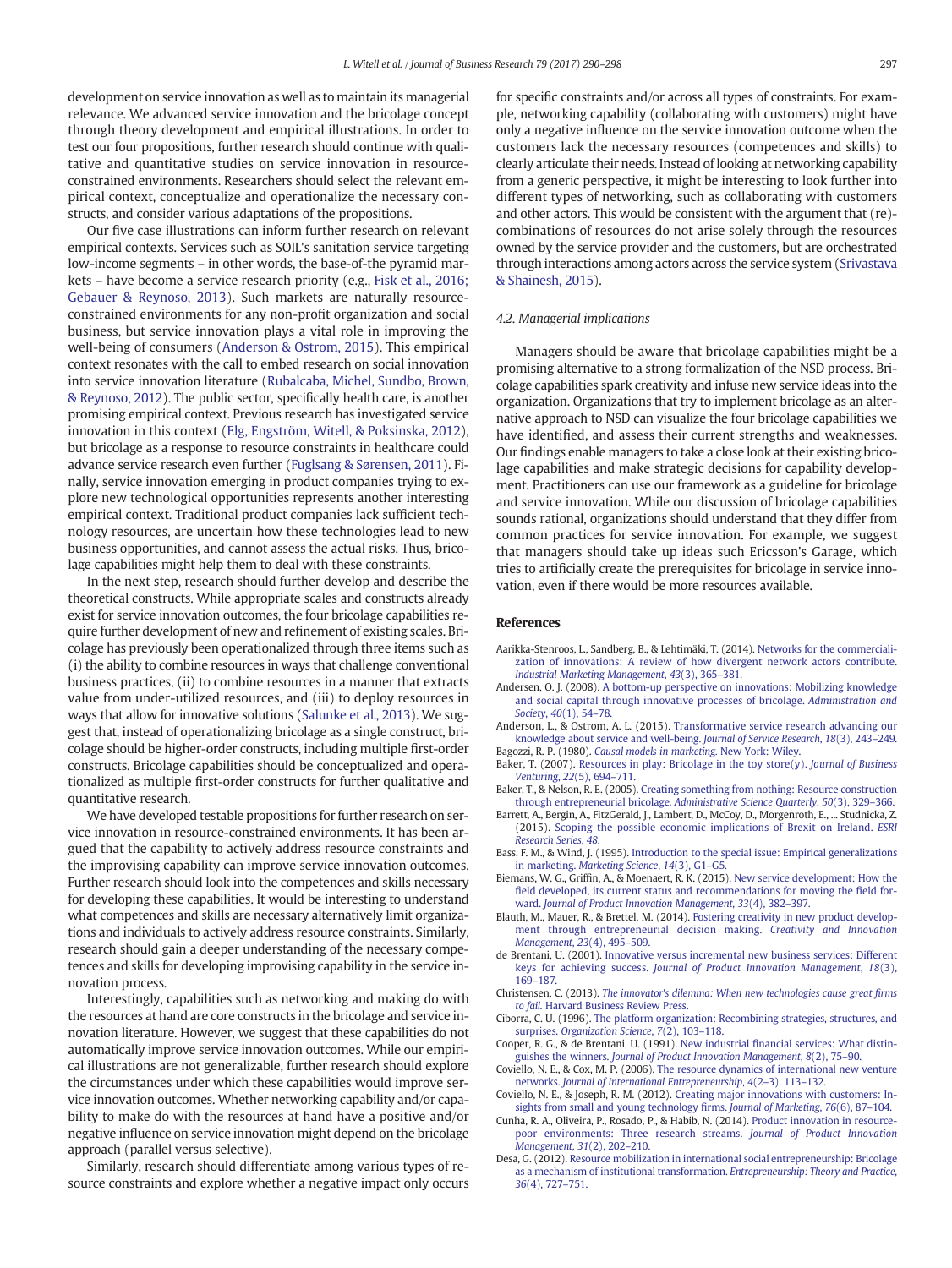development on service innovation as well as to maintain its managerial relevance. We advanced service innovation and the bricolage concept through theory development and empirical illustrations. In order to test our four propositions, further research should continue with qualitative and quantitative studies on service innovation in resource-constrained environments. Researchers should select the relevant empirical context, conceptualize and operationalize the necessary constructs, and consider various adaptations of the propositions.

Our five case illustrations can inform further research on relevant empirical contexts. Services such as SOIL's sanitation service targeting low-income segments – in other words, the base-of-the pyramid markets – have become a service research priority (e.g., Fisk et al., 2016; Gebauer & Reynoso, 2013). Such markets are naturally resource-constrained environments for any non-profit organization and social business, but service innovation plays a vital role in improving the well-being of consumers (Anderson & Ostrom, 2015). This empirical context resonates with the call to embed research on social innovation into service innovation literature (Rubalcaba, Michel, Sundbo, Brown, & Reynoso, 2012). The public sector, specifically health care, is another promising empirical context. Previous research has investigated service innovation in this context (Elg, Engström, Witell, & Poksinska, 2012), but bricolage as a response to resource constraints in healthcare could advance service research even further (Fuglsang & Sørensen, 2011). Finally, service innovation emerging in product companies trying to explore new technological opportunities represents another interesting empirical context. Traditional product companies lack sufficient technology resources, are uncertain how these technologies lead to new business opportunities, and cannot assess the actual risks. Thus, bricolage capabilities might help them to deal with these constraints.

In the next step, research should further develop and describe the theoretical constructs. While appropriate scales and constructs already exist for service innovation outcomes, the four bricolage capabilities require further development of new and refinement of existing scales. Bricolage has previously been operationalized through three items such as (i) the ability to combine resources in ways that challenge conventional business practices, (ii) to combine resources in a manner that extracts value from under-utilized resources, and (iii) to deploy resources in ways that allow for innovative solutions (Salunke et al., 2013). We suggest that, instead of operationalizing bricolage as a single construct, bricolage should be higher-order constructs, including multiple first-order constructs. Bricolage capabilities should be conceptualized and operationalized as multiple first-order constructs for further qualitative and quantitative research.

We have developed testable propositions for further research on service innovation in resource-constrained environments. It has been argued that the capability to actively address resource constraints and the improvising capability can improve service innovation outcomes. Further research should look into the competences and skills necessary for developing these capabilities. It would be interesting to understand what competences and skills are necessary alternatively limit organizations and individuals to actively address resource constraints. Similarly, research should gain a deeper understanding of the necessary competences and skills for developing improvising capability in the service innovation process.

Interestingly, capabilities such as networking and making do with the resources at hand are core constructs in the bricolage and service innovation literature. However, we suggest that these capabilities do not automatically improve service innovation outcomes. While our empirical illustrations are not generalizable, further research should explore the circumstances under which these capabilities would improve service innovation outcomes. Whether networking capability and/or capability to make do with the resources at hand have a positive and/or negative influence on service innovation might depend on the bricolage approach (parallel versus selective).

Similarly, research should differentiate among various types of resource constraints and explore whether a negative impact only occurs for specific constraints and/or across all types of constraints. For example, networking capability (collaborating with customers) might have only a negative influence on the service innovation outcome when the customers lack the necessary resources (competences and skills) to clearly articulate their needs. Instead of looking at networking capability from a generic perspective, it might be interesting to look further into different types of networking, such as collaborating with customers and other actors. This would be consistent with the argument that (re)-combinations of resources do not arise solely through the resources owned by the service provider and the customers, but are orchestrated through interactions among actors across the service system (Srivastava & Shainesh, 2015).

### 4.2. Managerial implications

Managers should be aware that bricolage capabilities might be a promising alternative to a strong formalization of the NSD process. Bricolage capabilities spark creativity and infuse new service ideas into the organization. Organizations that try to implement bricolage as an alternative approach to NSD can visualize the four bricolage capabilities we have identified, and assess their current strengths and weaknesses. Our findings enable managers to take a close look at their existing bricolage capabilities and make strategic decisions for capability development. Practitioners can use our framework as a guideline for bricolage and service innovation. While our discussion of bricolage capabilities sounds rational, organizations should understand that they differ from common practices for service innovation. For example, we suggest that managers should take up ideas such Ericsson's Garage, which tries to artificially create the prerequisites for bricolage in service innovation, even if there would be more resources available.

## References

Aarikka-Stenroos, L., Sandberg, B., & Lehtimäki, T. (2014). Networks for the commercialization of innovations: A review of how divergent network actors contribute. *Industrial Marketing Management*, *43*(3), 365–381.

Andersen, O. J. (2008). A bottom-up perspective on innovations: Mobilizing knowledge and social capital through innovative processes of bricolage. *Administration and Society*, *40*(1), 54–78.

Anderson, L., & Ostrom, A. L. (2015). Transformative service research advancing our knowledge about service and well-being. *Journal of Service Research*, *18*(3), 243–249.

Bagozzi, R. P. (1980). *Causal models in marketing.* New York: Wiley.

Baker, T. (2007). Resources in play: Bricolage in the toy store(y). *Journal of Business Venturing*, *22*(5), 694–711.

Baker, T., & Nelson, R. E. (2005). Creating something from nothing: Resource construction through entrepreneurial bricolage. *Administrative Science Quarterly*, *50*(3), 329–366.

Barrett, A., Bergin, A., FitzGerald, J., Lambert, D., McCoy, D., Morgenroth, E., ... Studnicka, Z. (2015). Scoping the possible economic implications of Brexit on Ireland. *ESRI Research Series*, *48*.

Bass, F. M., & Wind, J. (1995). Introduction to the special issue: Empirical generalizations in marketing. *Marketing Science*, *14*(3), G1–G5.

Biemans, W. G., Griffin, A., & Moenaert, R. K. (2015). New service development: How the field developed, its current status and recommendations for moving the field forward. *Journal of Product Innovation Management*, *33*(4), 382–397.

Blauth, M., Mauer, R., & Brettel, M. (2014). Fostering creativity in new product development through entrepreneurial decision making. *Creativity and Innovation Management*, *23*(4), 495–509.

de Brentani, U. (2001). Innovative versus incremental new business services: Different keys for achieving success. *Journal of Product Innovation Management*, *18*(3), 169–187.

Christensen, C. (2013). *The innovator's dilemma: When new technologies cause great firms to fail.* Harvard Business Review Press.

Ciborra, C. U. (1996). The platform organization: Recombining strategies, structures, and surprises. *Organization Science*, *7*(2), 103–118.

Cooper, R. G., & de Brentani, U. (1991). New industrial financial services: What distinguishes the winners. *Journal of Product Innovation Management*, *8*(2), 75–90.

Coviello, N. E., & Cox, M. P. (2006). The resource dynamics of international new venture networks. *Journal of International Entrepreneurship*, *4*(2–3), 113–132.

Coviello, N. E., & Joseph, R. M. (2012). Creating major innovations with customers: Insights from small and young technology firms. *Journal of Marketing*, *76*(6), 87–104.

Cunha, R. A., Oliveira, P., Rosado, P., & Habib, N. (2014). Product innovation in resource-poor environments: Three research streams. *Journal of Product Innovation Management*, *31*(2), 202–210.

Desa, G. (2012). Resource mobilization in international social entrepreneurship: Bricolage as a mechanism of institutional transformation. *Entrepreneurship: Theory and Practice*, *36*(4), 727–751.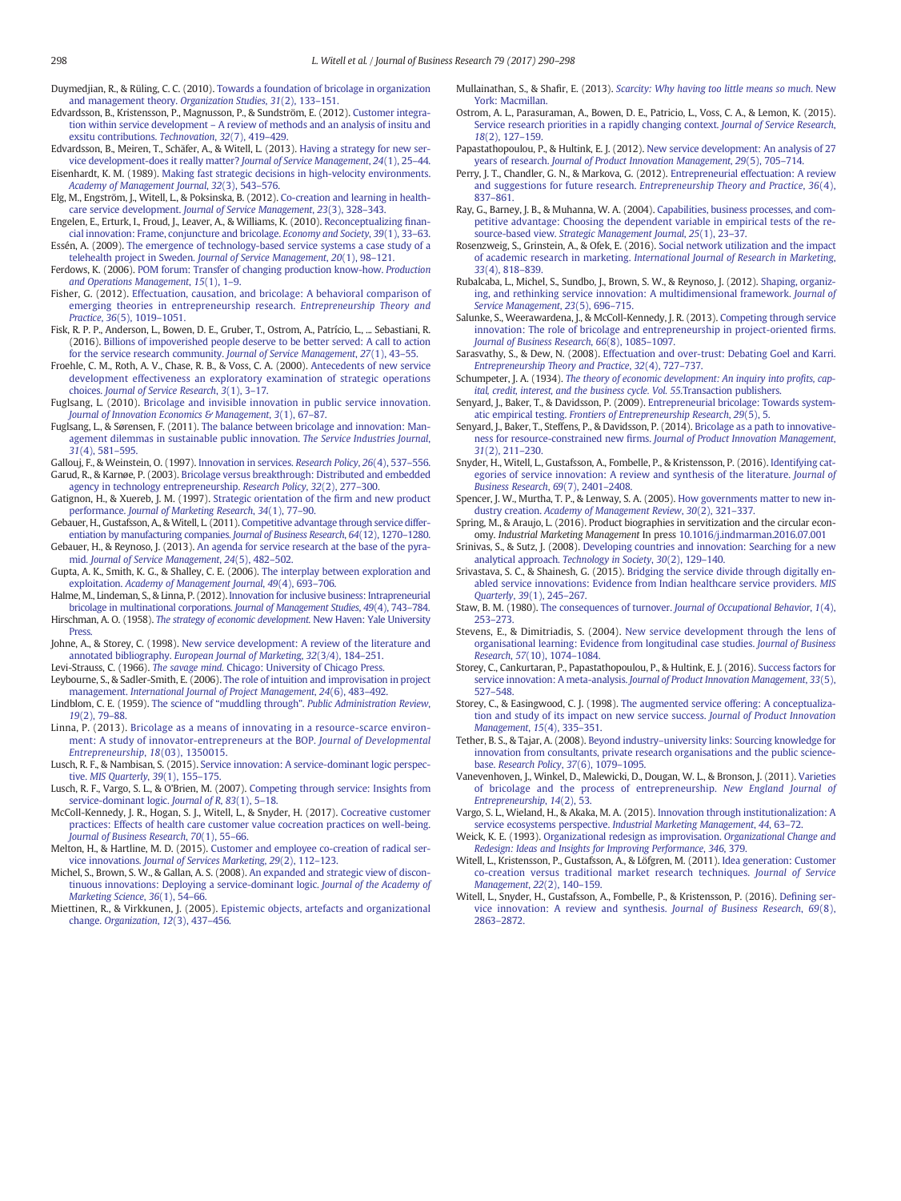Duymedjian, R., & Rüling, C. C. (2010). Towards a foundation of bricolage in organization and management theory. *Organization Studies*, *31*(2), 133–151.

Edvardsson, B., Kristensson, P., Magnusson, P., & Sundström, E. (2012). Customer integration within service development – A review of methods and an analysis of insitu and exsitu contributions. *Technovation*, *32*(7), 419–429.

Edvardsson, B., Meiren, T., Schäfer, A., & Witell, L. (2013). Having a strategy for new service development-does it really matter? *Journal of Service Management*, *24*(1), 25–44.

Eisenhardt, K. M. (1989). Making fast strategic decisions in high-velocity environments. *Academy of Management Journal*, *32*(3), 543–576.

Elg, M., Engström, J., Witell, L., & Poksinska, B. (2012). Co-creation and learning in health-care service development. *Journal of Service Management*, *23*(3), 328–343.

Engelen, E., Erturk, I., Froud, J., Leaver, A., & Williams, K. (2010). Reconceptualizing financial innovation: Frame, conjuncture and bricolage. *Economy and Society*, *39*(1), 33–63.

Essén, A. (2009). The emergence of technology-based service systems a case study of a telehealth project in Sweden. *Journal of Service Management*, *20*(1), 98–121.

Ferdows, K. (2006). POM forum: Transfer of changing production know-how. *Production and Operations Management*, *15*(1), 1–9.

Fisher, G. (2012). Effectuation, causation, and bricolage: A behavioral comparison of emerging theories in entrepreneurship research. *Entrepreneurship Theory and Practice*, *36*(5), 1019–1051.

Fisk, R. P. P., Anderson, L., Bowen, D. E., Gruber, T., Ostrom, A., Patrício, L., ... Sebastiani, R. (2016). Billions of impoverished people deserve to be better served: A call to action for the service research community. *Journal of Service Management*, *27*(1), 43–55.

Froehle, C. M., Roth, A. V., Chase, R. B., & Voss, C. A. (2000). Antecedents of new service development effectiveness an exploratory examination of strategic operations choices. *Journal of Service Research*, *3*(1), 3–17.

Fuglsang, L. (2010). Bricolage and invisible innovation in public service innovation. *Journal of Innovation Economics & Management*, *3*(1), 67–87.

Fuglsang, L., & Sørensen, F. (2011). The balance between bricolage and innovation: Management dilemmas in sustainable public innovation. *The Service Industries Journal*, *31*(4), 581–595.

Gallouj, F., & Weinstein, O. (1997). Innovation in services. *Research Policy*, *26*(4), 537–556.

Garud, R., & Karnøe, P. (2003). Bricolage versus breakthrough: Distributed and embedded agency in technology entrepreneurship. *Research Policy*, *32*(2), 277–300.

Gatignon, H., & Xuereb, J. M. (1997). Strategic orientation of the firm and new product performance. *Journal of Marketing Research*, *34*(1), 77–90.

Gebauer, H., Gustafsson, A., & Witell, L. (2011). Competitive advantage through service differentiation by manufacturing companies. *Journal of Business Research*, *64*(12), 1270–1280.

Gebauer, H., & Reynoso, J. (2013). An agenda for service research at the base of the pyramid. *Journal of Service Management*, *24*(5), 482–502.

Gupta, A. K., Smith, K. G., & Shalley, C. E. (2006). The interplay between exploration and exploitation. *Academy of Management Journal*, *49*(4), 693–706.

Halme, M., Lindeman, S., & Linna, P. (2012). Innovation for inclusive business: Intrapreneurial bricolage in multinational corporations. *Journal of Management Studies*, *49*(4), 743–784.

Hirschman, A. O. (1958). *The strategy of economic development*. New Haven: Yale University Press.

Johne, A., & Storey, C. (1998). New service development: A review of the literature and annotated bibliography. *European Journal of Marketing*, *32*(3/4), 184–251.

Levi-Strauss, C. (1966). *The savage mind*. Chicago: University of Chicago Press.

Leybourne, S., & Sadler-Smith, E. (2006). The role of intuition and improvisation in project management. *International Journal of Project Management*, *24*(6), 483–492.

Lindblom, C. E. (1959). The science of "muddling through". *Public Administration Review*, *19*(2), 79–88.

Linna, P. (2013). Bricolage as a means of innovating in a resource-scarce environment: A study of innovator-entrepreneurs at the BOP. *Journal of Developmental Entrepreneurship*, *18*(03), 1350015.

Lusch, R. F., & Nambisan, S. (2015). Service innovation: A service-dominant logic perspective. *MIS Quarterly*, *39*(1), 155–175.

Lusch, R. F., Vargo, S. L., & O'Brien, M. (2007). Competing through service: Insights from service-dominant logic. *Journal of R*, *83*(1), 5–18.

McColl-Kennedy, J. R., Hogan, S. J., Witell, L., & Snyder, H. (2017). Cocreative customer practices: Effects of health care customer value cocreation practices on well-being. *Journal of Business Research*, *70*(1), 55–66.

Melton, H., & Hartline, M. D. (2015). Customer and employee co-creation of radical service innovations. *Journal of Services Marketing*, *29*(2), 112–123.

Michel, S., Brown, S. W., & Gallan, A. S. (2008). An expanded and strategic view of discontinuous innovations: Deploying a service-dominant logic. *Journal of the Academy of Marketing Science*, *36*(1), 54–66.

Miettinen, R., & Virkkunen, J. (2005). Epistemic objects, artefacts and organizational change. *Organization*, *12*(3), 437–456.

Mullainathan, S., & Shafir, E. (2013). *Scarcity: Why having too little means so much*. New York: Macmillan.

Ostrom, A. L., Parasuraman, A., Bowen, D. E., Patricio, L., Voss, C. A., & Lemon, K. (2015). Service research priorities in a rapidly changing context. *Journal of Service Research*, *18*(2), 127–159.

Papastathopoulou, P., & Hultink, E. J. (2012). New service development: An analysis of 27 years of research. *Journal of Product Innovation Management*, *29*(5), 705–714.

Perry, J. T., Chandler, G. N., & Markova, G. (2012). Entrepreneurial effectuation: A review and suggestions for future research. *Entrepreneurship Theory and Practice*, *36*(4), 837–861.

Ray, G., Barney, J. B., & Muhanna, W. A. (2004). Capabilities, business processes, and competitive advantage: Choosing the dependent variable in empirical tests of the resource-based view. *Strategic Management Journal*, *25*(1), 23–37.

Rosenzweig, S., Grinstein, A., & Ofek, E. (2016). Social network utilization and the impact of academic research in marketing. *International Journal of Research in Marketing*, *33*(4), 818–839.

Rubalcaba, L., Michel, S., Sundbo, J., Brown, S. W., & Reynoso, J. (2012). Shaping, organizing, and rethinking service innovation: A multidimensional framework. *Journal of Service Management*, *23*(5), 696–715.

Salunke, S., Weerawardena, J., & McColl-Kennedy, J. R. (2013). Competing through service innovation: The role of bricolage and entrepreneurship in project-oriented firms. *Journal of Business Research*, *66*(8), 1085–1097.

Sarasvathy, S., & Dew, N. (2008). Effectuation and over-trust: Debating Goel and Karri. *Entrepreneurship Theory and Practice*, *32*(4), 727–737.

Schumpeter, J. A. (1934). *The theory of economic development: An inquiry into profits, capital, credit, interest, and the business cycle. Vol. 55*.Transaction publishers.

Senyard, J., Baker, T., & Davidsson, P. (2009). Entrepreneurial bricolage: Towards systematic empirical testing. *Frontiers of Entrepreneurship Research*, *29*(5), 5.

Senyard, J., Baker, T., Steffens, P., & Davidsson, P. (2014). Bricolage as a path to innovativeness for resource-constrained new firms. *Journal of Product Innovation Management*, *31*(2), 211–230.

Snyder, H., Witell, L., Gustafsson, A., Fombelle, P., & Kristensson, P. (2016). Identifying categories of service innovation: A review and synthesis of the literature. *Journal of Business Research*, *69*(7), 2401–2408.

Spencer, J. W., Murtha, T. P., & Lenway, S. A. (2005). How governments matter to new industry creation. *Academy of Management Review*, *30*(2), 321–337.

Spring, M., & Araujo, L. (2016). Product biographies in servitization and the circular economy. *Industrial Marketing Management* In press 10.1016/j.indmarman.2016.07.001

Srinivas, S., & Sutz, J. (2008). Developing countries and innovation: Searching for a new analytical approach. *Technology in Society*, *30*(2), 129–140.

Srivastava, S. C., & Shainesh, G. (2015). Bridging the service divide through digitally enabled service innovations: Evidence from Indian healthcare service providers. *MIS Quarterly*, *39*(1), 245–267.

Staw, B. M. (1980). The consequences of turnover. *Journal of Occupational Behavior*, *1*(4), 253–273.

Stevens, E., & Dimitriadis, S. (2004). New service development through the lens of organisational learning: Evidence from longitudinal case studies. *Journal of Business Research*, *57*(10), 1074–1084.

Storey, C., Cankurtaran, P., Papastathopoulou, P., & Hultink, E. J. (2016). Success factors for service innovation: A meta-analysis. *Journal of Product Innovation Management*, *33*(5), 527–548.

Storey, C., & Easingwood, C. J. (1998). The augmented service offering: A conceptualization and study of its impact on new service success. *Journal of Product Innovation Management*, *15*(4), 335–351.

Tether, B. S., & Tajar, A. (2008). Beyond industry–university links: Sourcing knowledge for innovation from consultants, private research organisations and the public science-base. *Research Policy*, *37*(6), 1079–1095.

Vanevenhoven, J., Winkel, D., Malewicki, D., Dougan, W. L., & Bronson, J. (2011). Varieties of bricolage and the process of entrepreneurship. *New England Journal of Entrepreneurship*, *14*(2), 53.

Vargo, S. L., Wieland, H., & Akaka, M. A. (2015). Innovation through institutionalization: A service ecosystems perspective. *Industrial Marketing Management*, *44*, 63–72.

Weick, K. E. (1993). Organizational redesign as improvisation. *Organizational Change and Redesign: Ideas and Insights for Improving Performance*, *346*, 379.

Witell, L., Kristensson, P., Gustafsson, A., & Löfgren, M. (2011). Idea generation: Customer co-creation versus traditional market research techniques. *Journal of Service Management*, *22*(2), 140–159.

Witell, L., Snyder, H., Gustafsson, A., Fombelle, P., & Kristensson, P. (2016). Defining service innovation: A review and synthesis. *Journal of Business Research*, *69*(8), 2863–2872.